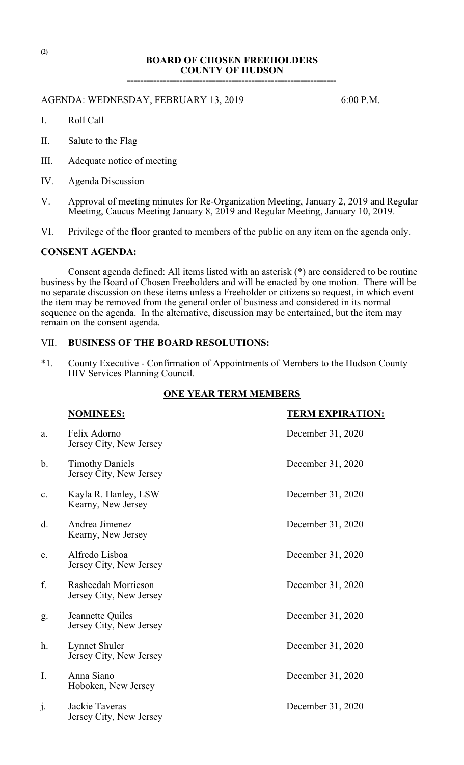(2)

# BOARD OF CHOSEN FREEHOLDERS
# COUNTY OF HUDSON

---

AGENDA: WEDNESDAY, FEBRUARY 13, 2019 6:00 P.M.

I. Roll Call

II. Salute to the Flag

III. Adequate notice of meeting

IV. Agenda Discussion

V. Approval of meeting minutes for Re-Organization Meeting, January 2, 2019 and Regular Meeting, Caucus Meeting January 8, 2019 and Regular Meeting, January 10, 2019.

VI. Privilege of the floor granted to members of the public on any item on the agenda only.

## CONSENT AGENDA:

Consent agenda defined: All items listed with an asterisk (*) are considered to be routine business by the Board of Chosen Freeholders and will be enacted by one motion. There will be no separate discussion on these items unless a Freeholder or citizens so request, in which event the item may be removed from the general order of business and considered in its normal sequence on the agenda. In the alternative, discussion may be entertained, but the item may remain on the consent agenda.

## VII. BUSINESS OF THE BOARD RESOLUTIONS:

*1. County Executive - Confirmation of Appointments of Members to the Hudson County HIV Services Planning Council.

### ONE YEAR TERM MEMBERS

| | NOMINEES: | TERM EXPIRATION: |
|---|---|---|
| a. | Felix Adorno<br>Jersey City, New Jersey | December 31, 2020 |
| b. | Timothy Daniels<br>Jersey City, New Jersey | December 31, 2020 |
| c. | Kayla R. Hanley, LSW<br>Kearny, New Jersey | December 31, 2020 |
| d. | Andrea Jimenez<br>Kearny, New Jersey | December 31, 2020 |
| e. | Alfredo Lisboa<br>Jersey City, New Jersey | December 31, 2020 |
| f. | Rasheedah Morrieson<br>Jersey City, New Jersey | December 31, 2020 |
| g. | Jeannette Quiles<br>Jersey City, New Jersey | December 31, 2020 |
| h. | Lynnet Shuler<br>Jersey City, New Jersey | December 31, 2020 |
| I. | Anna Siano<br>Hoboken, New Jersey | December 31, 2020 |
| j. | Jackie Taveras<br>Jersey City, New Jersey | December 31, 2020 |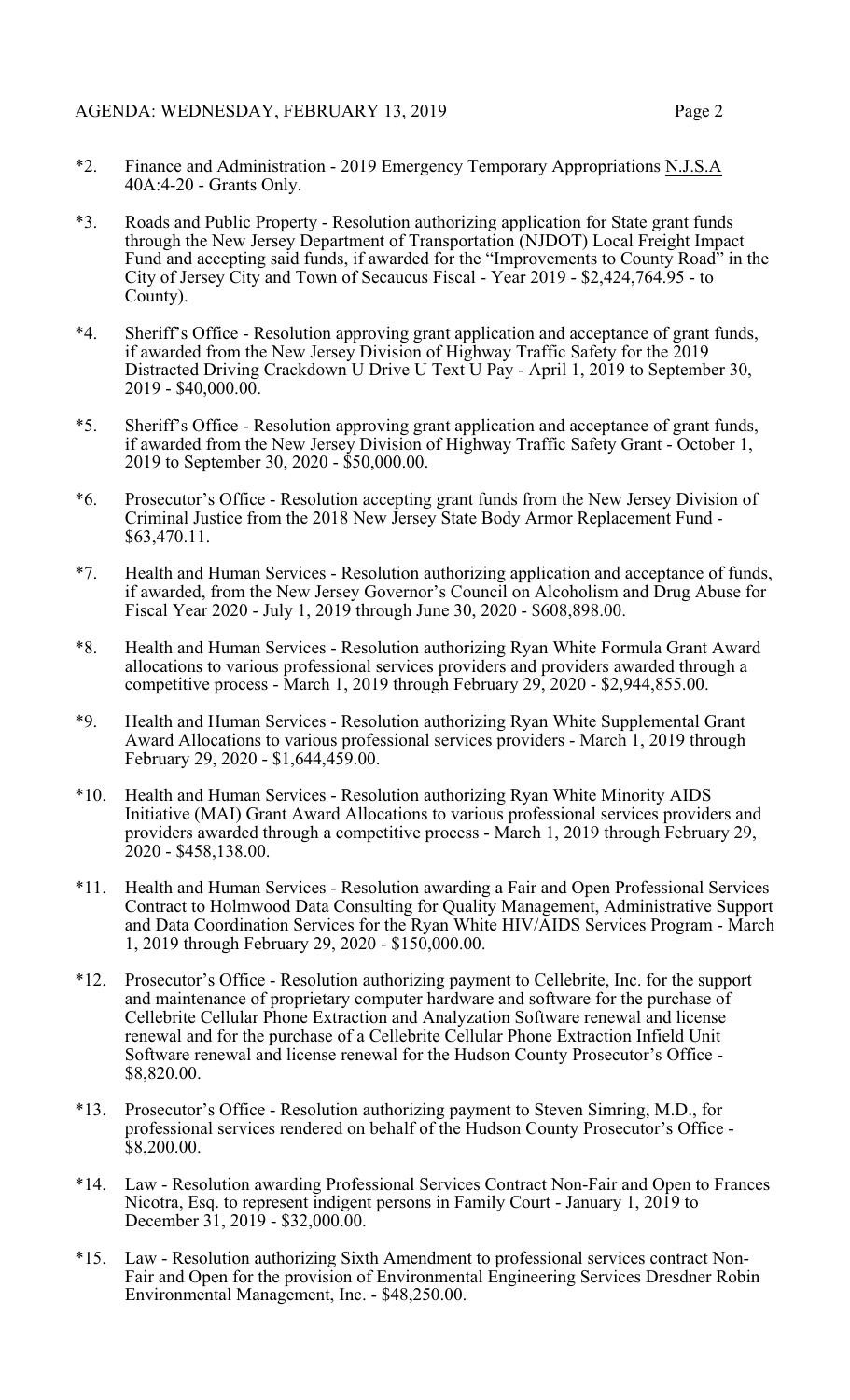*2. Finance and Administration - 2019 Emergency Temporary Appropriations N.J.S.A 40A:4-20 - Grants Only.

*3. Roads and Public Property - Resolution authorizing application for State grant funds through the New Jersey Department of Transportation (NJDOT) Local Freight Impact Fund and accepting said funds, if awarded for the "Improvements to County Road" in the City of Jersey City and Town of Secaucus Fiscal - Year 2019 - $2,424,764.95 - to County).

*4. Sheriff's Office - Resolution approving grant application and acceptance of grant funds, if awarded from the New Jersey Division of Highway Traffic Safety for the 2019 Distracted Driving Crackdown U Drive U Text U Pay - April 1, 2019 to September 30, 2019 - $40,000.00.

*5. Sheriff's Office - Resolution approving grant application and acceptance of grant funds, if awarded from the New Jersey Division of Highway Traffic Safety Grant - October 1, 2019 to September 30, 2020 - $50,000.00.

*6. Prosecutor's Office - Resolution accepting grant funds from the New Jersey Division of Criminal Justice from the 2018 New Jersey State Body Armor Replacement Fund - $63,470.11.

*7. Health and Human Services - Resolution authorizing application and acceptance of funds, if awarded, from the New Jersey Governor's Council on Alcoholism and Drug Abuse for Fiscal Year 2020 - July 1, 2019 through June 30, 2020 - $608,898.00.

*8. Health and Human Services - Resolution authorizing Ryan White Formula Grant Award allocations to various professional services providers and providers awarded through a competitive process - March 1, 2019 through February 29, 2020 - $2,944,855.00.

*9. Health and Human Services - Resolution authorizing Ryan White Supplemental Grant Award Allocations to various professional services providers - March 1, 2019 through February 29, 2020 - $1,644,459.00.

*10. Health and Human Services - Resolution authorizing Ryan White Minority AIDS Initiative (MAI) Grant Award Allocations to various professional services providers and providers awarded through a competitive process - March 1, 2019 through February 29, 2020 - $458,138.00.

*11. Health and Human Services - Resolution awarding a Fair and Open Professional Services Contract to Holmwood Data Consulting for Quality Management, Administrative Support and Data Coordination Services for the Ryan White HIV/AIDS Services Program - March 1, 2019 through February 29, 2020 - $150,000.00.

*12. Prosecutor's Office - Resolution authorizing payment to Cellebrite, Inc. for the support and maintenance of proprietary computer hardware and software for the purchase of Cellebrite Cellular Phone Extraction and Analyzation Software renewal and license renewal and for the purchase of a Cellebrite Cellular Phone Extraction Infield Unit Software renewal and license renewal for the Hudson County Prosecutor's Office - $8,820.00.

*13. Prosecutor's Office - Resolution authorizing payment to Steven Simring, M.D., for professional services rendered on behalf of the Hudson County Prosecutor's Office - $8,200.00.

*14. Law - Resolution awarding Professional Services Contract Non-Fair and Open to Frances Nicotra, Esq. to represent indigent persons in Family Court - January 1, 2019 to December 31, 2019 - $32,000.00.

*15. Law - Resolution authorizing Sixth Amendment to professional services contract Non-Fair and Open for the provision of Environmental Engineering Services Dresdner Robin Environmental Management, Inc. - $48,250.00.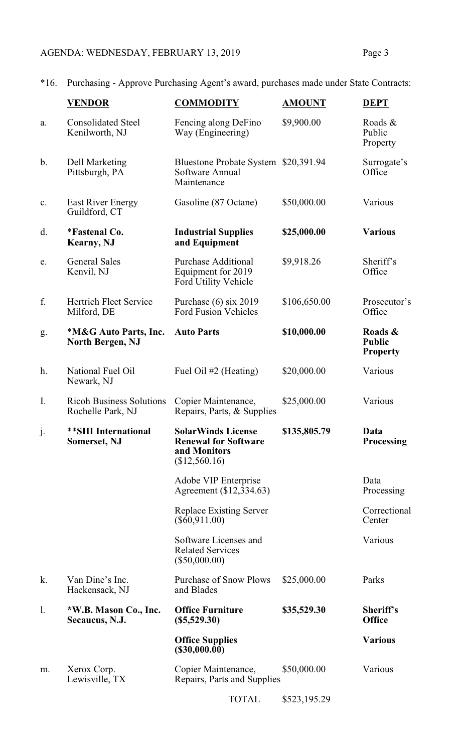*16. Purchasing - Approve Purchasing Agent's award, purchases made under State Contracts:

| | **VENDOR** | **COMMODITY** | **AMOUNT** | **DEPT** |
|---|---|---|---|---|
| a. | Consolidated Steel Kenilworth, NJ | Fencing along DeFino Way (Engineering) | $9,900.00 | Roads & Public Property |
| b. | Dell Marketing Pittsburgh, PA | Bluestone Probate System Software Annual Maintenance | $20,391.94 | Surrogate's Office |
| c. | East River Energy Guildford, CT | Gasoline (87 Octane) | $50,000.00 | Various |
| d. | ***Fastenal Co. Kearny, NJ** | **Industrial Supplies and Equipment** | **$25,000.00** | **Various** |
| e. | General Sales Kenvil, NJ | Purchase Additional Equipment for 2019 Ford Utility Vehicle | $9,918.26 | Sheriff's Office |
| f. | Hertrich Fleet Service Milford, DE | Purchase (6) six 2019 Ford Fusion Vehicles | $106,650.00 | Prosecutor's Office |
| g. | ***M&G Auto Parts, Inc. North Bergen, NJ** | **Auto Parts** | **$10,000.00** | **Roads & Public Property** |
| h. | National Fuel Oil Newark, NJ | Fuel Oil #2 (Heating) | $20,000.00 | Various |
| I. | Ricoh Business Solutions Rochelle Park, NJ | Copier Maintenance, Repairs, Parts, & Supplies | $25,000.00 | Various |
| j. | ****SHI International Somerset, NJ** | **SolarWinds License Renewal for Software and Monitors ($12,560.16)** | **$135,805.79** | **Data Processing** |
| | | Adobe VIP Enterprise Agreement ($12,334.63) | | Data Processing |
| | | Replace Existing Server ($60,911.00) | | Correctional Center |
| | | Software Licenses and Related Services ($50,000.00) | | Various |
| k. | Van Dine's Inc. Hackensack, NJ | Purchase of Snow Plows and Blades | $25,000.00 | Parks |
| l. | ***W.B. Mason Co., Inc. Secaucus, N.J.** | **Office Furniture ($5,529.30)** | **$35,529.30** | **Sheriff's Office** |
| | | **Office Supplies ($30,000.00)** | | **Various** |
| m. | Xerox Corp. Lewisville, TX | Copier Maintenance, Repairs, Parts and Supplies | $50,000.00 | Various |
| | | TOTAL | $523,195.29 | |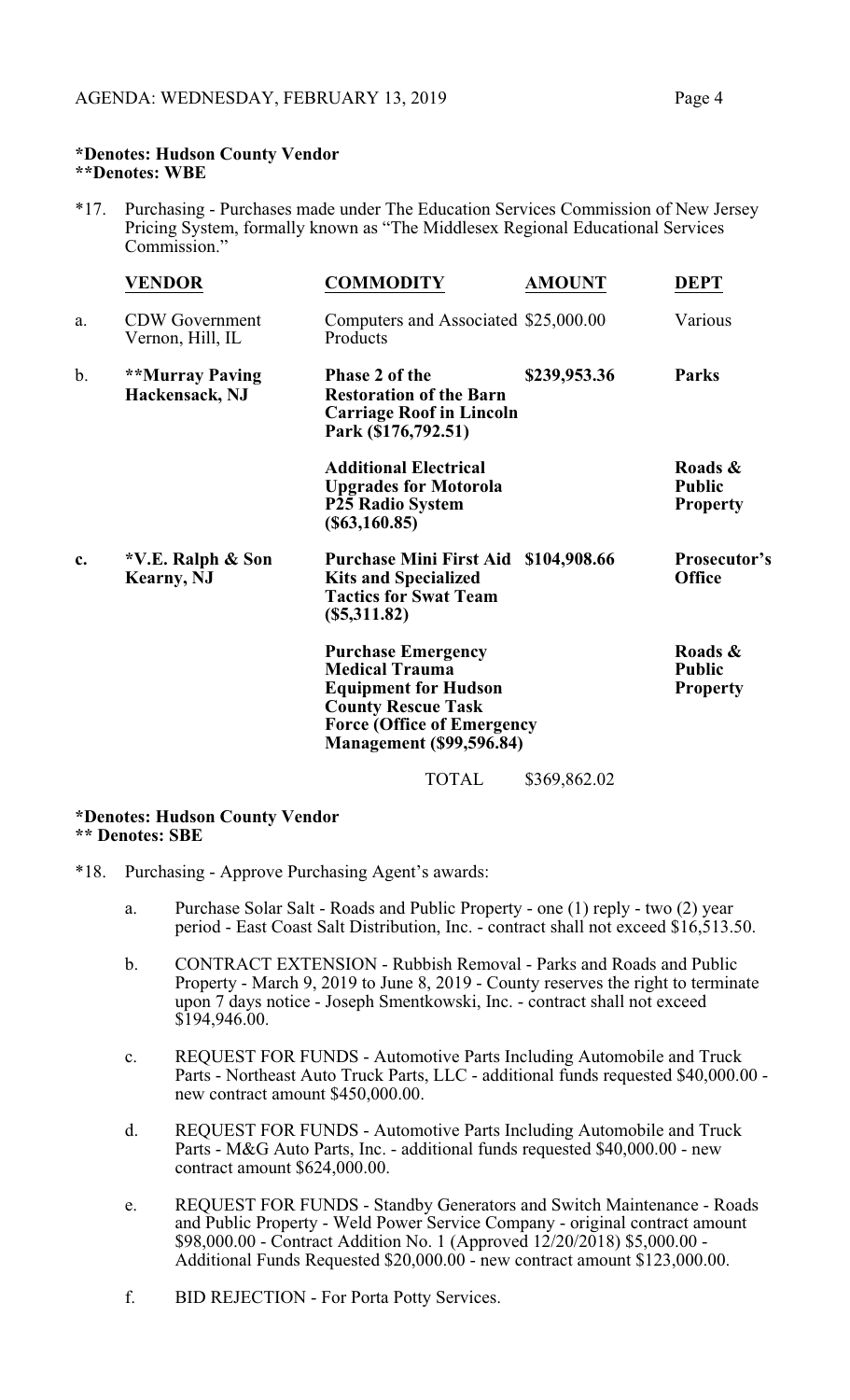**\*Denotes: Hudson County Vendor**
**\*\*Denotes: WBE**

*17. Purchasing - Purchases made under The Education Services Commission of New Jersey Pricing System, formally known as "The Middlesex Regional Educational Services Commission."

| | VENDOR | COMMODITY | AMOUNT | DEPT |
|---|---|---|---|---|
| a. | CDW Government Vernon, Hill, IL | Computers and Associated Products | $25,000.00 | Various |
| b. | **\*\*Murray Paving Hackensack, NJ** | **Phase 2 of the Restoration of the Barn Carriage Roof in Lincoln Park ($176,792.51)** | **$239,953.36** | **Parks** |
| | | **Additional Electrical Upgrades for Motorola P25 Radio System ($63,160.85)** | | **Roads & Public Property** |
| **c.** | **\*V.E. Ralph & Son Kearny, NJ** | **Purchase Mini First Aid Kits and Specialized Tactics for Swat Team ($5,311.82)** | **$104,908.66** | **Prosecutor's Office** |
| | | **Purchase Emergency Medical Trauma Equipment for Hudson County Rescue Task Force (Office of Emergency Management ($99,596.84)** | | **Roads & Public Property** |
| | | TOTAL | $369,862.02 | |

**\*Denotes: Hudson County Vendor**
**\*\* Denotes: SBE**

*18. Purchasing - Approve Purchasing Agent's awards:

a. Purchase Solar Salt - Roads and Public Property - one (1) reply - two (2) year period - East Coast Salt Distribution, Inc. - contract shall not exceed $16,513.50.

b. CONTRACT EXTENSION - Rubbish Removal - Parks and Roads and Public Property - March 9, 2019 to June 8, 2019 - County reserves the right to terminate upon 7 days notice - Joseph Smentkowski, Inc. - contract shall not exceed $194,946.00.

c. REQUEST FOR FUNDS - Automotive Parts Including Automobile and Truck Parts - Northeast Auto Truck Parts, LLC - additional funds requested $40,000.00 - new contract amount $450,000.00.

d. REQUEST FOR FUNDS - Automotive Parts Including Automobile and Truck Parts - M&G Auto Parts, Inc. - additional funds requested $40,000.00 - new contract amount $624,000.00.

e. REQUEST FOR FUNDS - Standby Generators and Switch Maintenance - Roads and Public Property - Weld Power Service Company - original contract amount $98,000.00 - Contract Addition No. 1 (Approved 12/20/2018) $5,000.00 - Additional Funds Requested $20,000.00 - new contract amount $123,000.00.

f. BID REJECTION - For Porta Potty Services.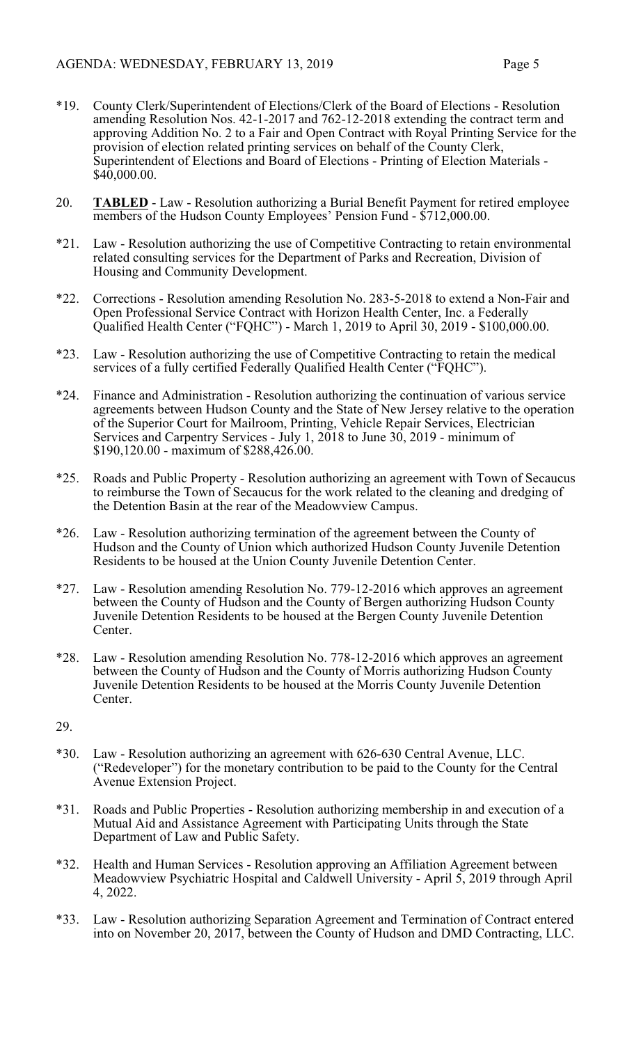*19. County Clerk/Superintendent of Elections/Clerk of the Board of Elections - Resolution amending Resolution Nos. 42-1-2017 and 762-12-2018 extending the contract term and approving Addition No. 2 to a Fair and Open Contract with Royal Printing Service for the provision of election related printing services on behalf of the County Clerk, Superintendent of Elections and Board of Elections - Printing of Election Materials - $40,000.00.

20. **TABLED** - Law - Resolution authorizing a Burial Benefit Payment for retired employee members of the Hudson County Employees' Pension Fund - $712,000.00.

*21. Law - Resolution authorizing the use of Competitive Contracting to retain environmental related consulting services for the Department of Parks and Recreation, Division of Housing and Community Development.

*22. Corrections - Resolution amending Resolution No. 283-5-2018 to extend a Non-Fair and Open Professional Service Contract with Horizon Health Center, Inc. a Federally Qualified Health Center ("FQHC") - March 1, 2019 to April 30, 2019 - $100,000.00.

*23. Law - Resolution authorizing the use of Competitive Contracting to retain the medical services of a fully certified Federally Qualified Health Center ("FQHC").

*24. Finance and Administration - Resolution authorizing the continuation of various service agreements between Hudson County and the State of New Jersey relative to the operation of the Superior Court for Mailroom, Printing, Vehicle Repair Services, Electrician Services and Carpentry Services - July 1, 2018 to June 30, 2019 - minimum of $190,120.00 - maximum of $288,426.00.

*25. Roads and Public Property - Resolution authorizing an agreement with Town of Secaucus to reimburse the Town of Secaucus for the work related to the cleaning and dredging of the Detention Basin at the rear of the Meadowview Campus.

*26. Law - Resolution authorizing termination of the agreement between the County of Hudson and the County of Union which authorized Hudson County Juvenile Detention Residents to be housed at the Union County Juvenile Detention Center.

*27. Law - Resolution amending Resolution No. 779-12-2016 which approves an agreement between the County of Hudson and the County of Bergen authorizing Hudson County Juvenile Detention Residents to be housed at the Bergen County Juvenile Detention Center.

*28. Law - Resolution amending Resolution No. 778-12-2016 which approves an agreement between the County of Hudson and the County of Morris authorizing Hudson County Juvenile Detention Residents to be housed at the Morris County Juvenile Detention Center.

29.

*30. Law - Resolution authorizing an agreement with 626-630 Central Avenue, LLC. ("Redeveloper") for the monetary contribution to be paid to the County for the Central Avenue Extension Project.

*31. Roads and Public Properties - Resolution authorizing membership in and execution of a Mutual Aid and Assistance Agreement with Participating Units through the State Department of Law and Public Safety.

*32. Health and Human Services - Resolution approving an Affiliation Agreement between Meadowview Psychiatric Hospital and Caldwell University - April 5, 2019 through April 4, 2022.

*33. Law - Resolution authorizing Separation Agreement and Termination of Contract entered into on November 20, 2017, between the County of Hudson and DMD Contracting, LLC.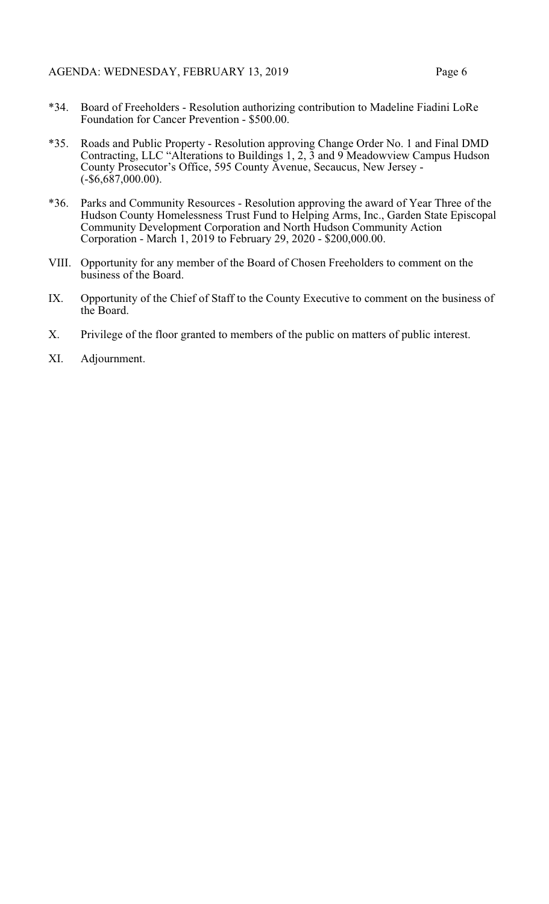*34. Board of Freeholders - Resolution authorizing contribution to Madeline Fiadini LoRe Foundation for Cancer Prevention - $500.00.

*35. Roads and Public Property - Resolution approving Change Order No. 1 and Final DMD Contracting, LLC "Alterations to Buildings 1, 2, 3 and 9 Meadowview Campus Hudson County Prosecutor's Office, 595 County Avenue, Secaucus, New Jersey - (-$6,687,000.00).

*36. Parks and Community Resources - Resolution approving the award of Year Three of the Hudson County Homelessness Trust Fund to Helping Arms, Inc., Garden State Episcopal Community Development Corporation and North Hudson Community Action Corporation - March 1, 2019 to February 29, 2020 - $200,000.00.

VIII. Opportunity for any member of the Board of Chosen Freeholders to comment on the business of the Board.

IX. Opportunity of the Chief of Staff to the County Executive to comment on the business of the Board.

X. Privilege of the floor granted to members of the public on matters of public interest.

XI. Adjournment.